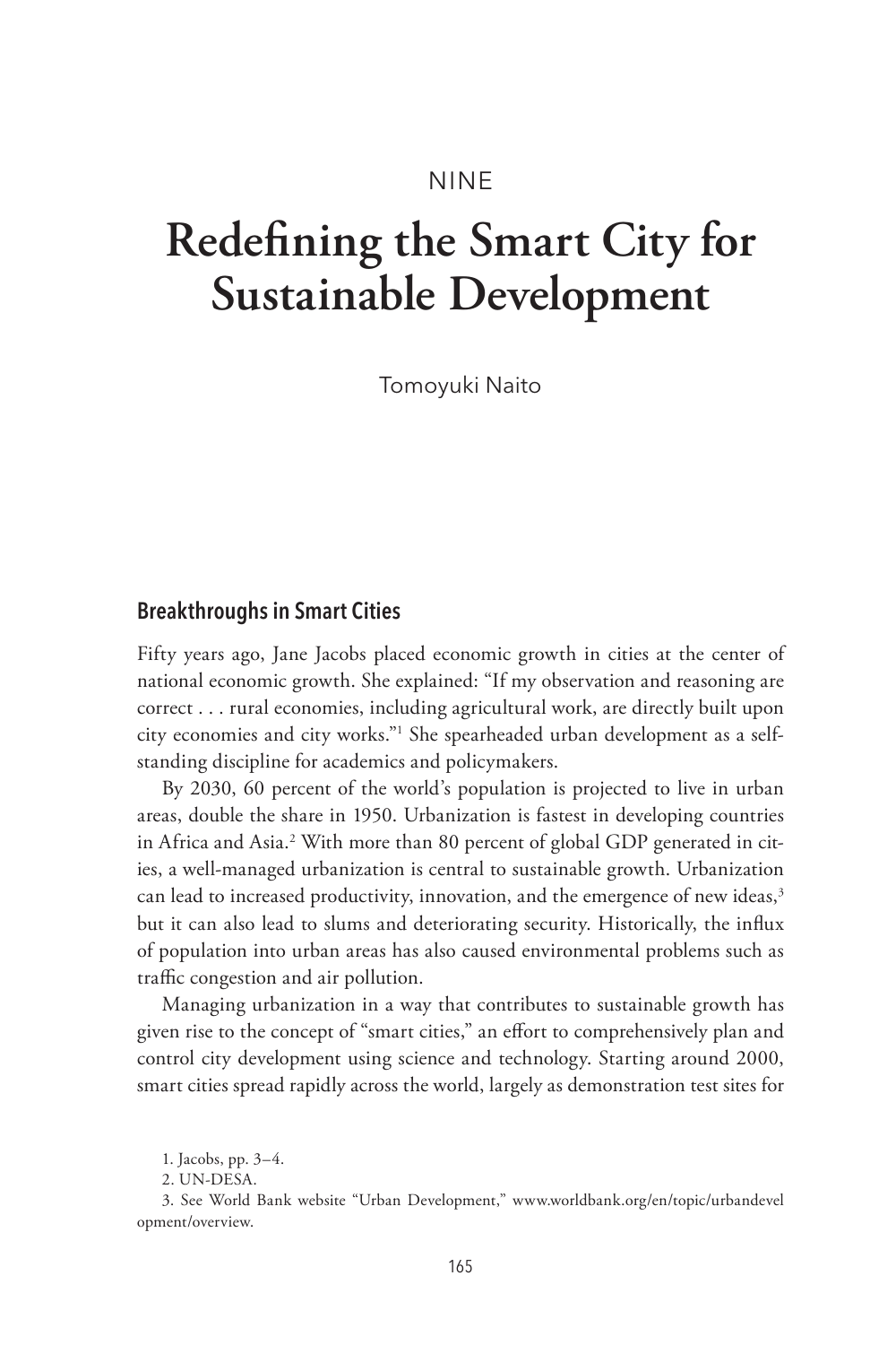NINE

# Redefining the Smart City for Sustainable Development

Tomoyuki Naito

## Breakthroughs in Smart Cities

Fifty years ago, Jane Jacobs placed economic growth in cities at the center of national economic growth. She explained: "If my observation and reasoning are correct . . . rural economies, including agricultural work, are directly built upon city economies and city works."[1] She spearheaded urban development as a self-standing discipline for academics and policymakers.

By 2030, 60 percent of the world's population is projected to live in urban areas, double the share in 1950. Urbanization is fastest in developing countries in Africa and Asia.[2] With more than 80 percent of global GDP generated in cities, a well-managed urbanization is central to sustainable growth. Urbanization can lead to increased productivity, innovation, and the emergence of new ideas,[3] but it can also lead to slums and deteriorating security. Historically, the influx of population into urban areas has also caused environmental problems such as traffic congestion and air pollution.

Managing urbanization in a way that contributes to sustainable growth has given rise to the concept of "smart cities," an effort to comprehensively plan and control city development using science and technology. Starting around 2000, smart cities spread rapidly across the world, largely as demonstration test sites for

1. Jacobs, pp. 3–4.

2. UN-DESA.

3. See World Bank website "Urban Development," www.worldbank.org/en/topic/urbandevelopment/overview.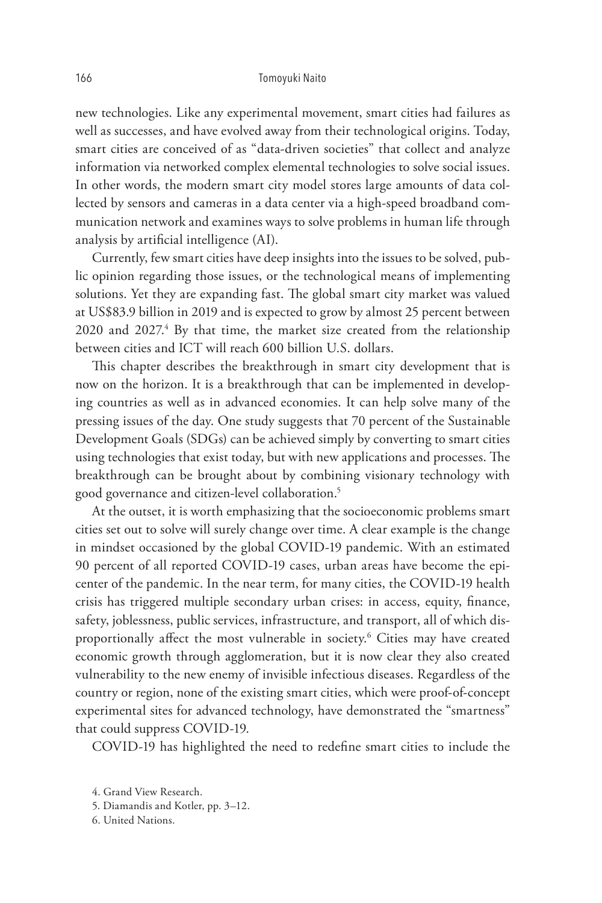new technologies. Like any experimental movement, smart cities had failures as well as successes, and have evolved away from their technological origins. Today, smart cities are conceived of as "data-driven societies" that collect and analyze information via networked complex elemental technologies to solve social issues. In other words, the modern smart city model stores large amounts of data collected by sensors and cameras in a data center via a high-speed broadband communication network and examines ways to solve problems in human life through analysis by artificial intelligence (AI).

Currently, few smart cities have deep insights into the issues to be solved, public opinion regarding those issues, or the technological means of implementing solutions. Yet they are expanding fast. The global smart city market was valued at US$83.9 billion in 2019 and is expected to grow by almost 25 percent between 2020 and 2027.[4] By that time, the market size created from the relationship between cities and ICT will reach 600 billion U.S. dollars.

This chapter describes the breakthrough in smart city development that is now on the horizon. It is a breakthrough that can be implemented in developing countries as well as in advanced economies. It can help solve many of the pressing issues of the day. One study suggests that 70 percent of the Sustainable Development Goals (SDGs) can be achieved simply by converting to smart cities using technologies that exist today, but with new applications and processes. The breakthrough can be brought about by combining visionary technology with good governance and citizen-level collaboration.[5]

At the outset, it is worth emphasizing that the socioeconomic problems smart cities set out to solve will surely change over time. A clear example is the change in mindset occasioned by the global COVID-19 pandemic. With an estimated 90 percent of all reported COVID-19 cases, urban areas have become the epicenter of the pandemic. In the near term, for many cities, the COVID-19 health crisis has triggered multiple secondary urban crises: in access, equity, finance, safety, joblessness, public services, infrastructure, and transport, all of which disproportionally affect the most vulnerable in society.[6] Cities may have created economic growth through agglomeration, but it is now clear they also created vulnerability to the new enemy of invisible infectious diseases. Regardless of the country or region, none of the existing smart cities, which were proof-of-concept experimental sites for advanced technology, have demonstrated the "smartness" that could suppress COVID-19.

COVID-19 has highlighted the need to redefine smart cities to include the

4. Grand View Research.

5. Diamandis and Kotler, pp. 3–12.

6. United Nations.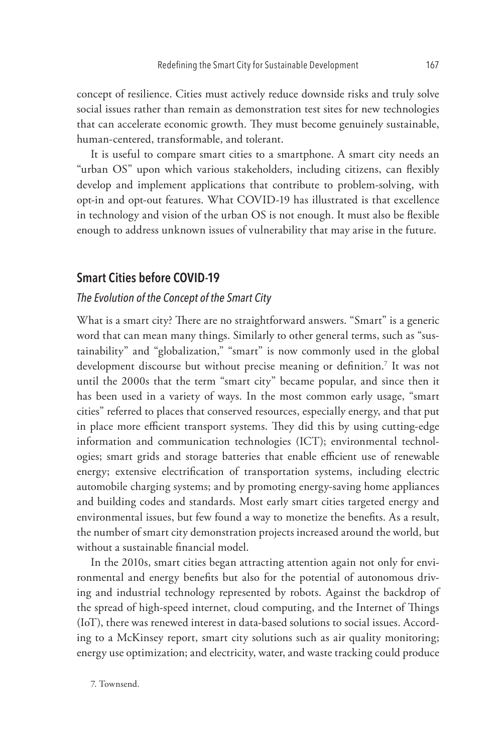concept of resilience. Cities must actively reduce downside risks and truly solve social issues rather than remain as demonstration test sites for new technologies that can accelerate economic growth. They must become genuinely sustainable, human-centered, transformable, and tolerant.

It is useful to compare smart cities to a smartphone. A smart city needs an "urban OS" upon which various stakeholders, including citizens, can flexibly develop and implement applications that contribute to problem-solving, with opt-in and opt-out features. What COVID-19 has illustrated is that excellence in technology and vision of the urban OS is not enough. It must also be flexible enough to address unknown issues of vulnerability that may arise in the future.

## Smart Cities before COVID-19

### *The Evolution of the Concept of the Smart City*

What is a smart city? There are no straightforward answers. "Smart" is a generic word that can mean many things. Similarly to other general terms, such as "sustainability" and "globalization," "smart" is now commonly used in the global development discourse but without precise meaning or definition.[7] It was not until the 2000s that the term "smart city" became popular, and since then it has been used in a variety of ways. In the most common early usage, "smart cities" referred to places that conserved resources, especially energy, and that put in place more efficient transport systems. They did this by using cutting-edge information and communication technologies (ICT); environmental technologies; smart grids and storage batteries that enable efficient use of renewable energy; extensive electrification of transportation systems, including electric automobile charging systems; and by promoting energy-saving home appliances and building codes and standards. Most early smart cities targeted energy and environmental issues, but few found a way to monetize the benefits. As a result, the number of smart city demonstration projects increased around the world, but without a sustainable financial model.

In the 2010s, smart cities began attracting attention again not only for environmental and energy benefits but also for the potential of autonomous driving and industrial technology represented by robots. Against the backdrop of the spread of high-speed internet, cloud computing, and the Internet of Things (IoT), there was renewed interest in data-based solutions to social issues. According to a McKinsey report, smart city solutions such as air quality monitoring; energy use optimization; and electricity, water, and waste tracking could produce

7. Townsend.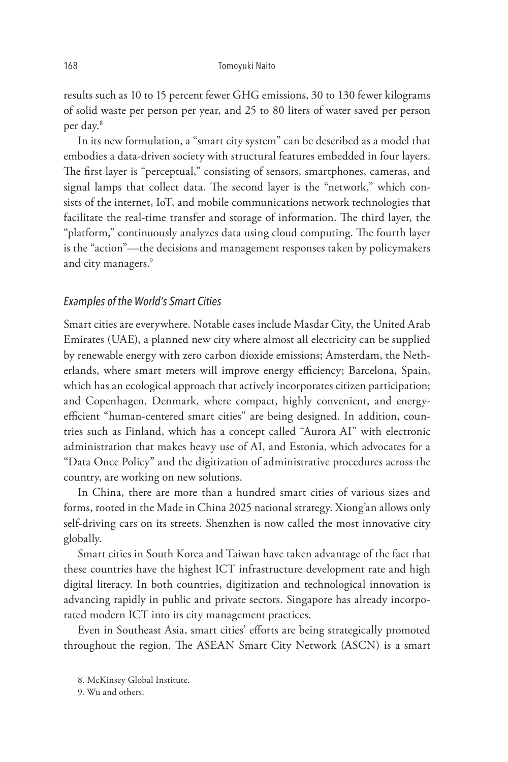results such as 10 to 15 percent fewer GHG emissions, 30 to 130 fewer kilograms of solid waste per person per year, and 25 to 80 liters of water saved per person per day.[8]

In its new formulation, a "smart city system" can be described as a model that embodies a data-driven society with structural features embedded in four layers. The first layer is "perceptual," consisting of sensors, smartphones, cameras, and signal lamps that collect data. The second layer is the "network," which consists of the internet, IoT, and mobile communications network technologies that facilitate the real-time transfer and storage of information. The third layer, the "platform," continuously analyzes data using cloud computing. The fourth layer is the "action"—the decisions and management responses taken by policymakers and city managers.[9]

### *Examples of the World's Smart Cities*

Smart cities are everywhere. Notable cases include Masdar City, the United Arab Emirates (UAE), a planned new city where almost all electricity can be supplied by renewable energy with zero carbon dioxide emissions; Amsterdam, the Netherlands, where smart meters will improve energy efficiency; Barcelona, Spain, which has an ecological approach that actively incorporates citizen participation; and Copenhagen, Denmark, where compact, highly convenient, and energy-efficient "human-centered smart cities" are being designed. In addition, countries such as Finland, which has a concept called "Aurora AI" with electronic administration that makes heavy use of AI, and Estonia, which advocates for a "Data Once Policy" and the digitization of administrative procedures across the country, are working on new solutions.

In China, there are more than a hundred smart cities of various sizes and forms, rooted in the Made in China 2025 national strategy. Xiong'an allows only self-driving cars on its streets. Shenzhen is now called the most innovative city globally.

Smart cities in South Korea and Taiwan have taken advantage of the fact that these countries have the highest ICT infrastructure development rate and high digital literacy. In both countries, digitization and technological innovation is advancing rapidly in public and private sectors. Singapore has already incorporated modern ICT into its city management practices.

Even in Southeast Asia, smart cities' efforts are being strategically promoted throughout the region. The ASEAN Smart City Network (ASCN) is a smart

8. McKinsey Global Institute.

9. Wu and others.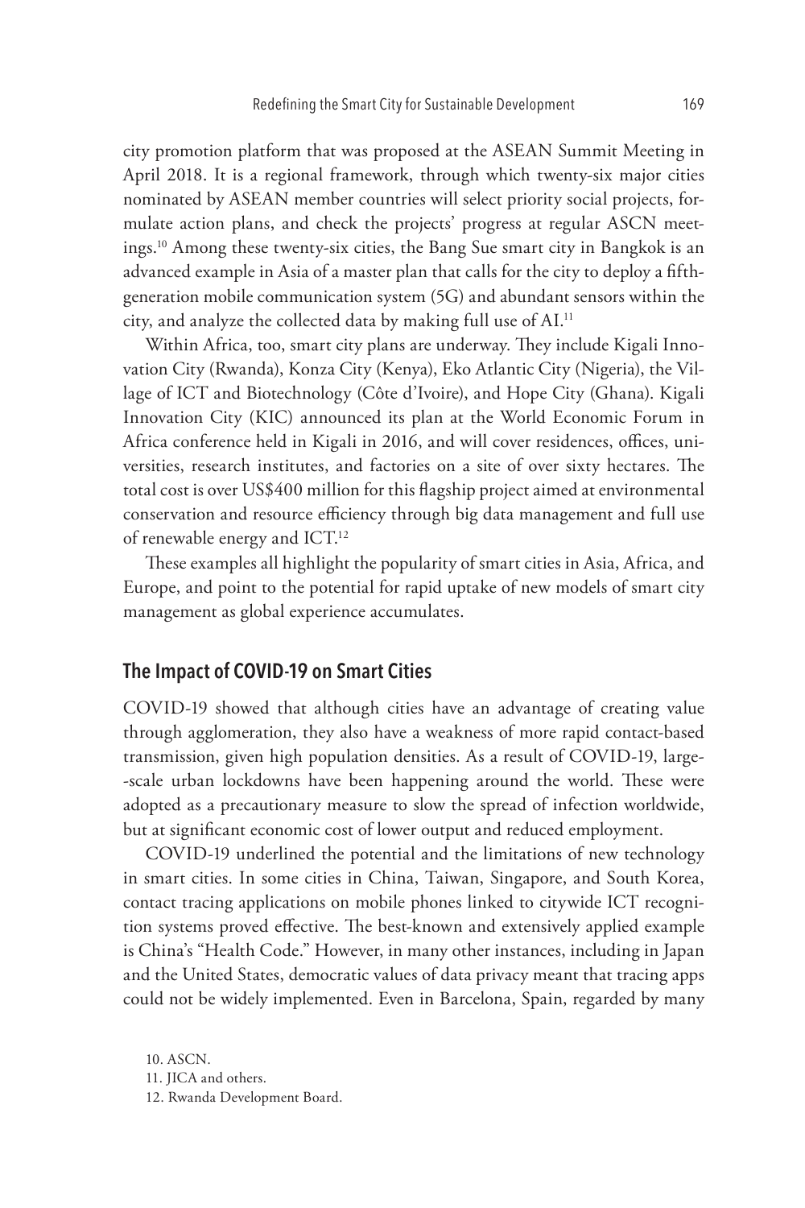city promotion platform that was proposed at the ASEAN Summit Meeting in April 2018. It is a regional framework, through which twenty-six major cities nominated by ASEAN member countries will select priority social projects, formulate action plans, and check the projects' progress at regular ASCN meetings.[10] Among these twenty-six cities, the Bang Sue smart city in Bangkok is an advanced example in Asia of a master plan that calls for the city to deploy a fifth-generation mobile communication system (5G) and abundant sensors within the city, and analyze the collected data by making full use of AI.[11]

Within Africa, too, smart city plans are underway. They include Kigali Innovation City (Rwanda), Konza City (Kenya), Eko Atlantic City (Nigeria), the Village of ICT and Biotechnology (Côte d'Ivoire), and Hope City (Ghana). Kigali Innovation City (KIC) announced its plan at the World Economic Forum in Africa conference held in Kigali in 2016, and will cover residences, offices, universities, research institutes, and factories on a site of over sixty hectares. The total cost is over US$400 million for this flagship project aimed at environmental conservation and resource efficiency through big data management and full use of renewable energy and ICT.[12]

These examples all highlight the popularity of smart cities in Asia, Africa, and Europe, and point to the potential for rapid uptake of new models of smart city management as global experience accumulates.

## The Impact of COVID-19 on Smart Cities

COVID-19 showed that although cities have an advantage of creating value through agglomeration, they also have a weakness of more rapid contact-based transmission, given high population densities. As a result of COVID-19, large-scale urban lockdowns have been happening around the world. These were adopted as a precautionary measure to slow the spread of infection worldwide, but at significant economic cost of lower output and reduced employment.

COVID-19 underlined the potential and the limitations of new technology in smart cities. In some cities in China, Taiwan, Singapore, and South Korea, contact tracing applications on mobile phones linked to citywide ICT recognition systems proved effective. The best-known and extensively applied example is China's "Health Code." However, in many other instances, including in Japan and the United States, democratic values of data privacy meant that tracing apps could not be widely implemented. Even in Barcelona, Spain, regarded by many

10. ASCN.
11. JICA and others.
12. Rwanda Development Board.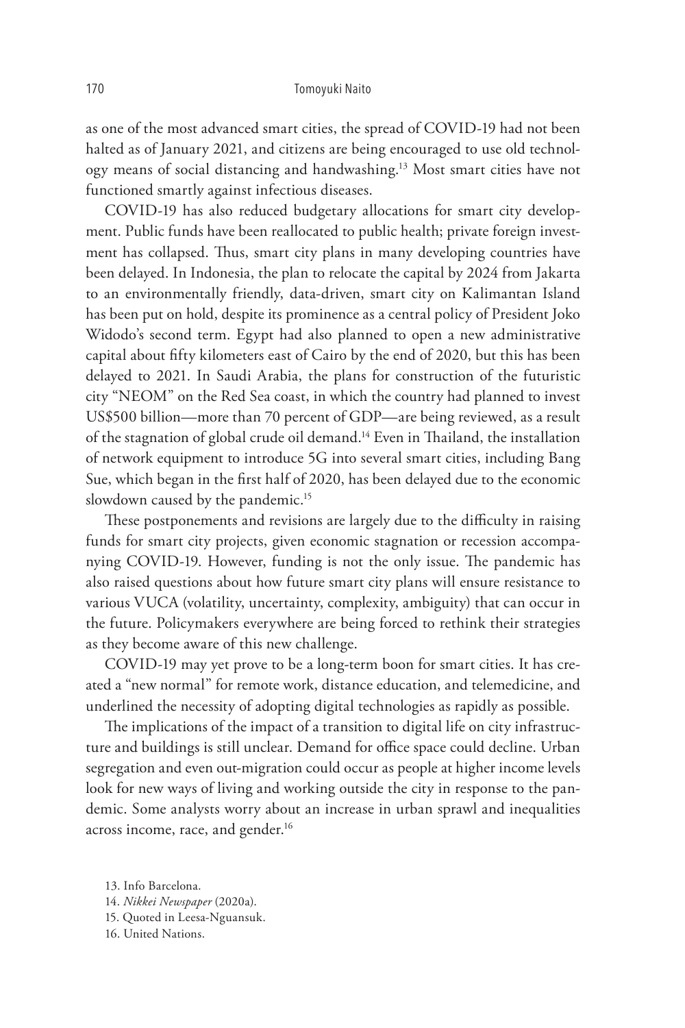as one of the most advanced smart cities, the spread of COVID-19 had not been halted as of January 2021, and citizens are being encouraged to use old technology means of social distancing and handwashing.[13] Most smart cities have not functioned smartly against infectious diseases.

COVID-19 has also reduced budgetary allocations for smart city development. Public funds have been reallocated to public health; private foreign investment has collapsed. Thus, smart city plans in many developing countries have been delayed. In Indonesia, the plan to relocate the capital by 2024 from Jakarta to an environmentally friendly, data-driven, smart city on Kalimantan Island has been put on hold, despite its prominence as a central policy of President Joko Widodo's second term. Egypt had also planned to open a new administrative capital about fifty kilometers east of Cairo by the end of 2020, but this has been delayed to 2021. In Saudi Arabia, the plans for construction of the futuristic city "NEOM" on the Red Sea coast, in which the country had planned to invest US$500 billion—more than 70 percent of GDP—are being reviewed, as a result of the stagnation of global crude oil demand.[14] Even in Thailand, the installation of network equipment to introduce 5G into several smart cities, including Bang Sue, which began in the first half of 2020, has been delayed due to the economic slowdown caused by the pandemic.[15]

These postponements and revisions are largely due to the difficulty in raising funds for smart city projects, given economic stagnation or recession accompanying COVID-19. However, funding is not the only issue. The pandemic has also raised questions about how future smart city plans will ensure resistance to various VUCA (volatility, uncertainty, complexity, ambiguity) that can occur in the future. Policymakers everywhere are being forced to rethink their strategies as they become aware of this new challenge.

COVID-19 may yet prove to be a long-term boon for smart cities. It has created a "new normal" for remote work, distance education, and telemedicine, and underlined the necessity of adopting digital technologies as rapidly as possible.

The implications of the impact of a transition to digital life on city infrastructure and buildings is still unclear. Demand for office space could decline. Urban segregation and even out-migration could occur as people at higher income levels look for new ways of living and working outside the city in response to the pandemic. Some analysts worry about an increase in urban sprawl and inequalities across income, race, and gender.[16]

13. Info Barcelona.
14. *Nikkei Newspaper* (2020a).
15. Quoted in Leesa-Nguansuk.
16. United Nations.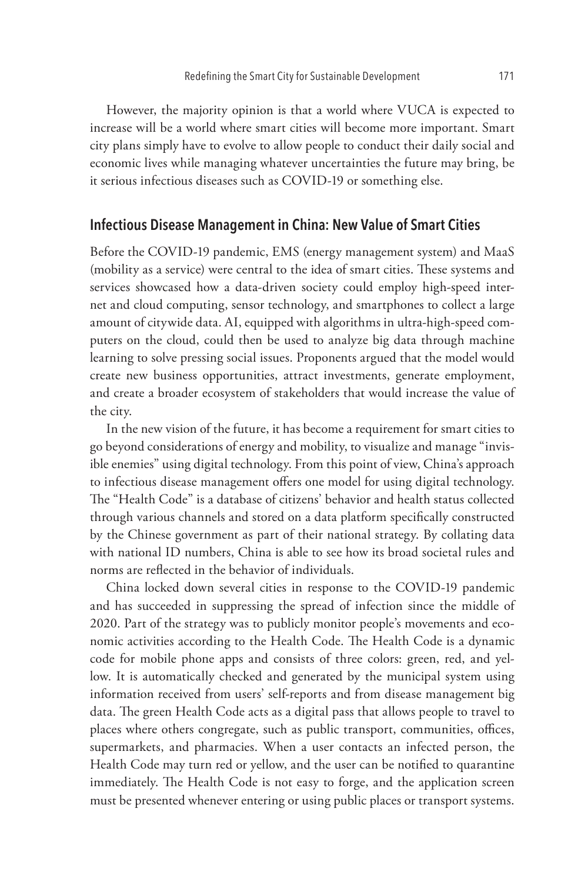However, the majority opinion is that a world where VUCA is expected to increase will be a world where smart cities will become more important. Smart city plans simply have to evolve to allow people to conduct their daily social and economic lives while managing whatever uncertainties the future may bring, be it serious infectious diseases such as COVID-19 or something else.

## Infectious Disease Management in China: New Value of Smart Cities

Before the COVID-19 pandemic, EMS (energy management system) and MaaS (mobility as a service) were central to the idea of smart cities. These systems and services showcased how a data-driven society could employ high-speed internet and cloud computing, sensor technology, and smartphones to collect a large amount of citywide data. AI, equipped with algorithms in ultra-high-speed computers on the cloud, could then be used to analyze big data through machine learning to solve pressing social issues. Proponents argued that the model would create new business opportunities, attract investments, generate employment, and create a broader ecosystem of stakeholders that would increase the value of the city.

In the new vision of the future, it has become a requirement for smart cities to go beyond considerations of energy and mobility, to visualize and manage "invisible enemies" using digital technology. From this point of view, China's approach to infectious disease management offers one model for using digital technology. The "Health Code" is a database of citizens' behavior and health status collected through various channels and stored on a data platform specifically constructed by the Chinese government as part of their national strategy. By collating data with national ID numbers, China is able to see how its broad societal rules and norms are reflected in the behavior of individuals.

China locked down several cities in response to the COVID-19 pandemic and has succeeded in suppressing the spread of infection since the middle of 2020. Part of the strategy was to publicly monitor people's movements and economic activities according to the Health Code. The Health Code is a dynamic code for mobile phone apps and consists of three colors: green, red, and yellow. It is automatically checked and generated by the municipal system using information received from users' self-reports and from disease management big data. The green Health Code acts as a digital pass that allows people to travel to places where others congregate, such as public transport, communities, offices, supermarkets, and pharmacies. When a user contacts an infected person, the Health Code may turn red or yellow, and the user can be notified to quarantine immediately. The Health Code is not easy to forge, and the application screen must be presented whenever entering or using public places or transport systems.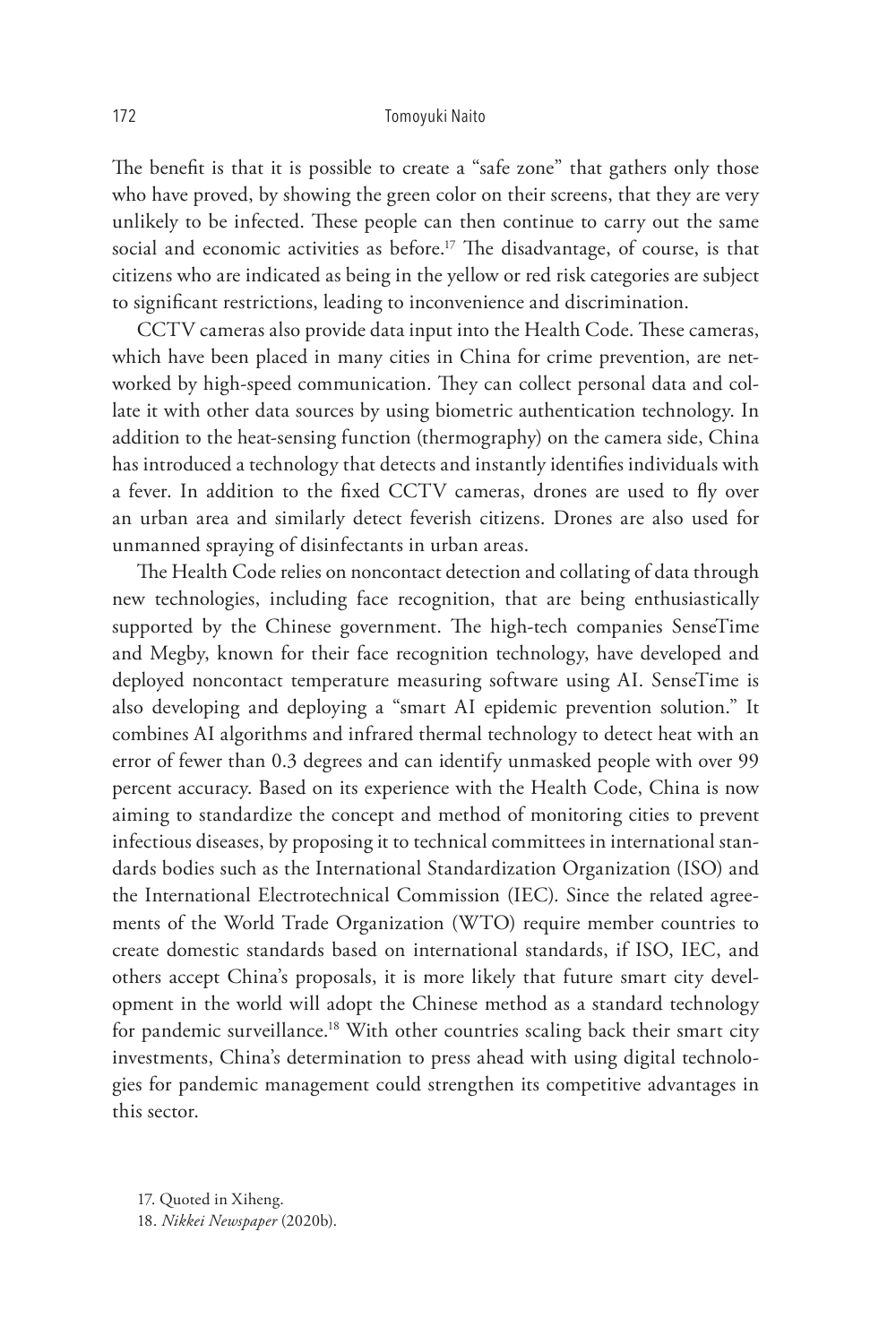The benefit is that it is possible to create a "safe zone" that gathers only those who have proved, by showing the green color on their screens, that they are very unlikely to be infected. These people can then continue to carry out the same social and economic activities as before.[17] The disadvantage, of course, is that citizens who are indicated as being in the yellow or red risk categories are subject to significant restrictions, leading to inconvenience and discrimination.

CCTV cameras also provide data input into the Health Code. These cameras, which have been placed in many cities in China for crime prevention, are networked by high-speed communication. They can collect personal data and collate it with other data sources by using biometric authentication technology. In addition to the heat-sensing function (thermography) on the camera side, China has introduced a technology that detects and instantly identifies individuals with a fever. In addition to the fixed CCTV cameras, drones are used to fly over an urban area and similarly detect feverish citizens. Drones are also used for unmanned spraying of disinfectants in urban areas.

The Health Code relies on noncontact detection and collating of data through new technologies, including face recognition, that are being enthusiastically supported by the Chinese government. The high-tech companies SenseTime and Megby, known for their face recognition technology, have developed and deployed noncontact temperature measuring software using AI. SenseTime is also developing and deploying a "smart AI epidemic prevention solution." It combines AI algorithms and infrared thermal technology to detect heat with an error of fewer than 0.3 degrees and can identify unmasked people with over 99 percent accuracy. Based on its experience with the Health Code, China is now aiming to standardize the concept and method of monitoring cities to prevent infectious diseases, by proposing it to technical committees in international standards bodies such as the International Standardization Organization (ISO) and the International Electrotechnical Commission (IEC). Since the related agreements of the World Trade Organization (WTO) require member countries to create domestic standards based on international standards, if ISO, IEC, and others accept China's proposals, it is more likely that future smart city development in the world will adopt the Chinese method as a standard technology for pandemic surveillance.[18] With other countries scaling back their smart city investments, China's determination to press ahead with using digital technologies for pandemic management could strengthen its competitive advantages in this sector.

17. Quoted in Xiheng.

18. *Nikkei Newspaper* (2020b).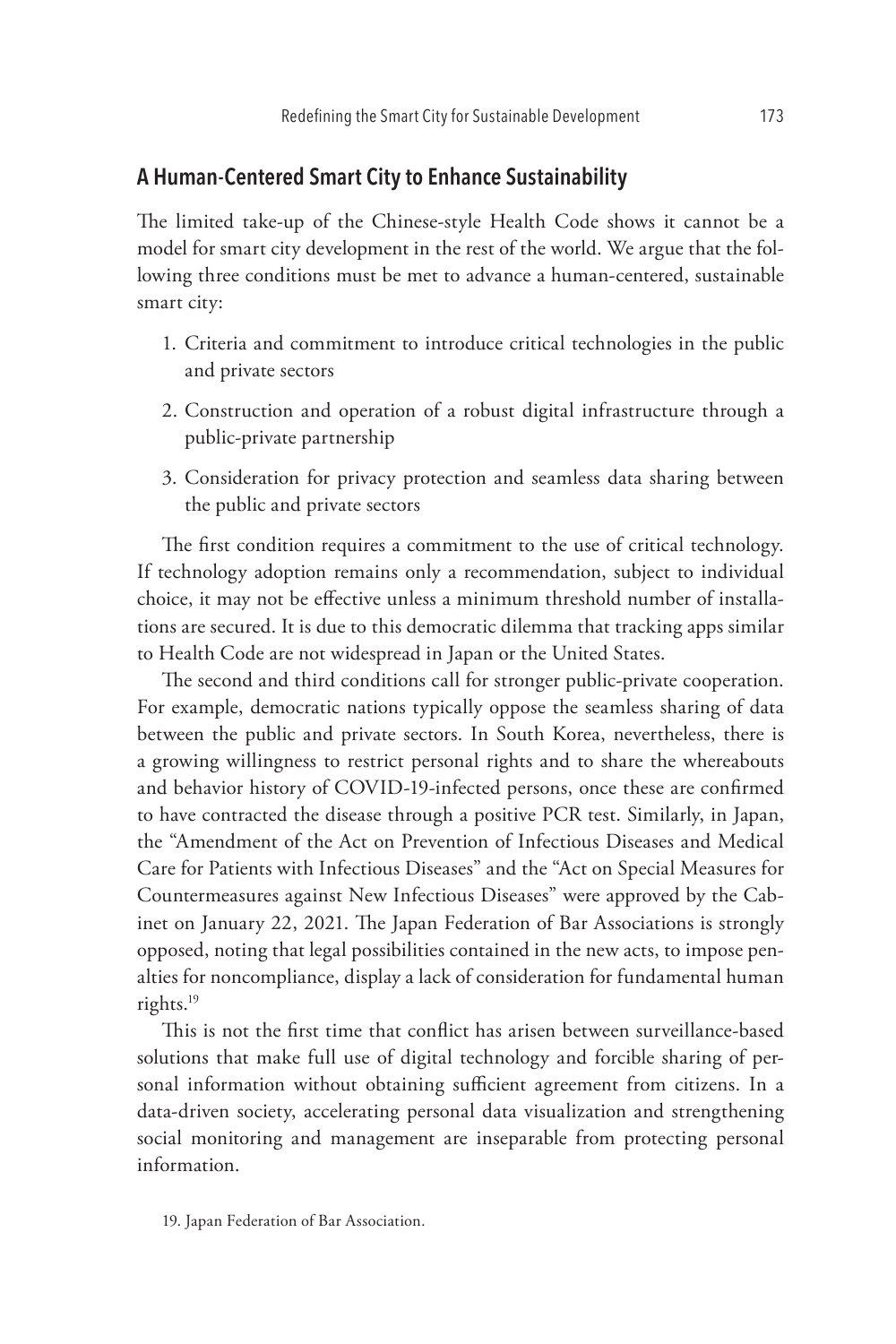## A Human-Centered Smart City to Enhance Sustainability

The limited take-up of the Chinese-style Health Code shows it cannot be a model for smart city development in the rest of the world. We argue that the following three conditions must be met to advance a human-centered, sustainable smart city:

1. Criteria and commitment to introduce critical technologies in the public and private sectors
2. Construction and operation of a robust digital infrastructure through a public-private partnership
3. Consideration for privacy protection and seamless data sharing between the public and private sectors

The first condition requires a commitment to the use of critical technology. If technology adoption remains only a recommendation, subject to individual choice, it may not be effective unless a minimum threshold number of installations are secured. It is due to this democratic dilemma that tracking apps similar to Health Code are not widespread in Japan or the United States.

The second and third conditions call for stronger public-private cooperation. For example, democratic nations typically oppose the seamless sharing of data between the public and private sectors. In South Korea, nevertheless, there is a growing willingness to restrict personal rights and to share the whereabouts and behavior history of COVID-19-infected persons, once these are confirmed to have contracted the disease through a positive PCR test. Similarly, in Japan, the "Amendment of the Act on Prevention of Infectious Diseases and Medical Care for Patients with Infectious Diseases" and the "Act on Special Measures for Countermeasures against New Infectious Diseases" were approved by the Cabinet on January 22, 2021. The Japan Federation of Bar Associations is strongly opposed, noting that legal possibilities contained in the new acts, to impose penalties for noncompliance, display a lack of consideration for fundamental human rights.[19]

This is not the first time that conflict has arisen between surveillance-based solutions that make full use of digital technology and forcible sharing of personal information without obtaining sufficient agreement from citizens. In a data-driven society, accelerating personal data visualization and strengthening social monitoring and management are inseparable from protecting personal information.

19. Japan Federation of Bar Association.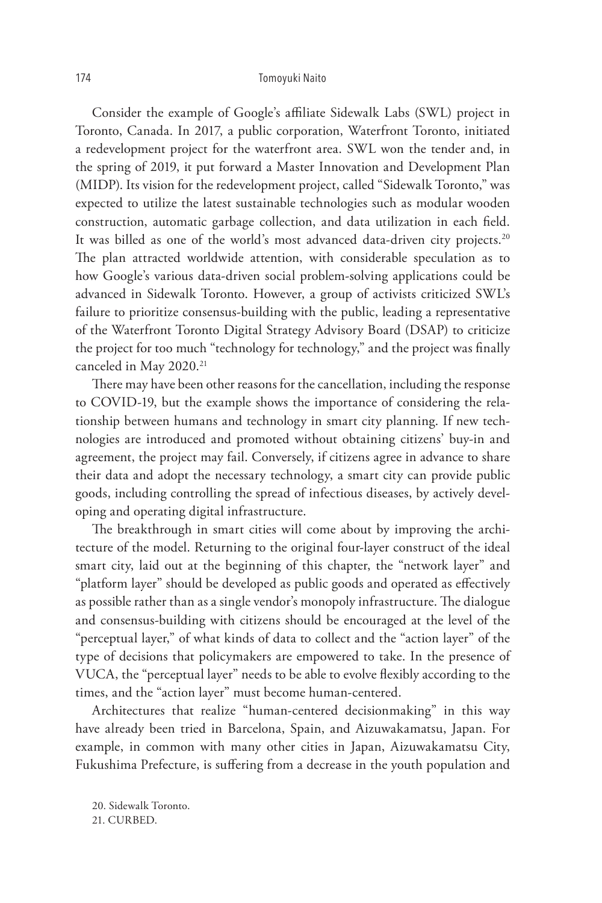Consider the example of Google's affiliate Sidewalk Labs (SWL) project in Toronto, Canada. In 2017, a public corporation, Waterfront Toronto, initiated a redevelopment project for the waterfront area. SWL won the tender and, in the spring of 2019, it put forward a Master Innovation and Development Plan (MIDP). Its vision for the redevelopment project, called "Sidewalk Toronto," was expected to utilize the latest sustainable technologies such as modular wooden construction, automatic garbage collection, and data utilization in each field. It was billed as one of the world's most advanced data-driven city projects.[20] The plan attracted worldwide attention, with considerable speculation as to how Google's various data-driven social problem-solving applications could be advanced in Sidewalk Toronto. However, a group of activists criticized SWL's failure to prioritize consensus-building with the public, leading a representative of the Waterfront Toronto Digital Strategy Advisory Board (DSAP) to criticize the project for too much "technology for technology," and the project was finally canceled in May 2020.[21]

There may have been other reasons for the cancellation, including the response to COVID-19, but the example shows the importance of considering the relationship between humans and technology in smart city planning. If new technologies are introduced and promoted without obtaining citizens' buy-in and agreement, the project may fail. Conversely, if citizens agree in advance to share their data and adopt the necessary technology, a smart city can provide public goods, including controlling the spread of infectious diseases, by actively developing and operating digital infrastructure.

The breakthrough in smart cities will come about by improving the architecture of the model. Returning to the original four-layer construct of the ideal smart city, laid out at the beginning of this chapter, the "network layer" and "platform layer" should be developed as public goods and operated as effectively as possible rather than as a single vendor's monopoly infrastructure. The dialogue and consensus-building with citizens should be encouraged at the level of the "perceptual layer," of what kinds of data to collect and the "action layer" of the type of decisions that policymakers are empowered to take. In the presence of VUCA, the "perceptual layer" needs to be able to evolve flexibly according to the times, and the "action layer" must become human-centered.

Architectures that realize "human-centered decisionmaking" in this way have already been tried in Barcelona, Spain, and Aizuwakamatsu, Japan. For example, in common with many other cities in Japan, Aizuwakamatsu City, Fukushima Prefecture, is suffering from a decrease in the youth population and

20. Sidewalk Toronto.
21. CURBED.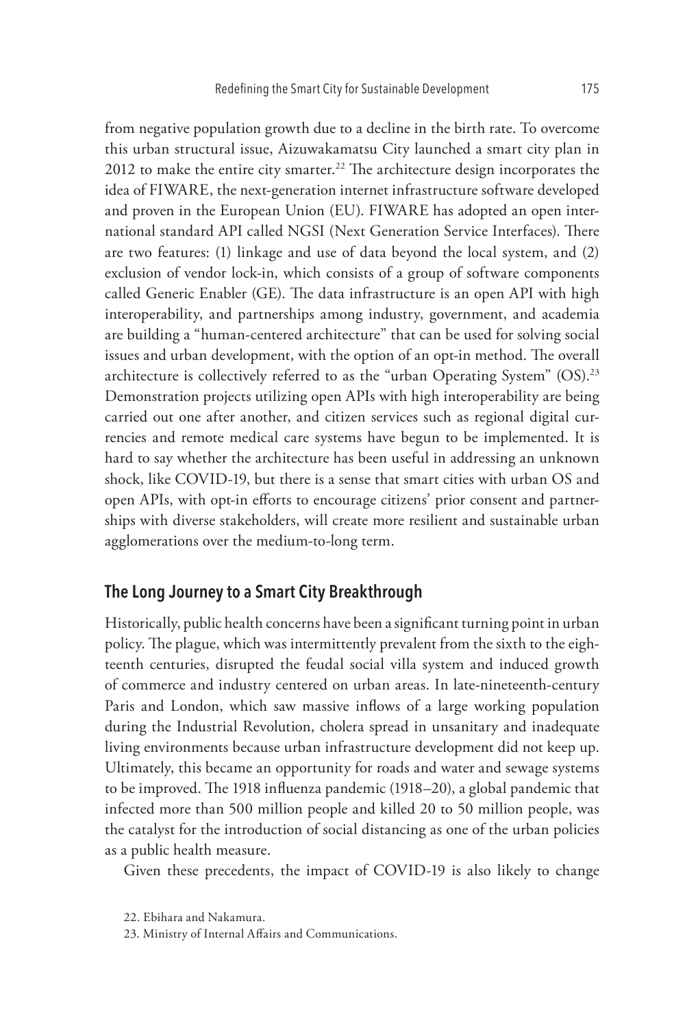from negative population growth due to a decline in the birth rate. To overcome this urban structural issue, Aizuwakamatsu City launched a smart city plan in 2012 to make the entire city smarter.[22] The architecture design incorporates the idea of FIWARE, the next-generation internet infrastructure software developed and proven in the European Union (EU). FIWARE has adopted an open international standard API called NGSI (Next Generation Service Interfaces). There are two features: (1) linkage and use of data beyond the local system, and (2) exclusion of vendor lock-in, which consists of a group of software components called Generic Enabler (GE). The data infrastructure is an open API with high interoperability, and partnerships among industry, government, and academia are building a "human-centered architecture" that can be used for solving social issues and urban development, with the option of an opt-in method. The overall architecture is collectively referred to as the "urban Operating System" (OS).[23] Demonstration projects utilizing open APIs with high interoperability are being carried out one after another, and citizen services such as regional digital currencies and remote medical care systems have begun to be implemented. It is hard to say whether the architecture has been useful in addressing an unknown shock, like COVID-19, but there is a sense that smart cities with urban OS and open APIs, with opt-in efforts to encourage citizens' prior consent and partnerships with diverse stakeholders, will create more resilient and sustainable urban agglomerations over the medium-to-long term.

## The Long Journey to a Smart City Breakthrough

Historically, public health concerns have been a significant turning point in urban policy. The plague, which was intermittently prevalent from the sixth to the eighteenth centuries, disrupted the feudal social villa system and induced growth of commerce and industry centered on urban areas. In late-nineteenth-century Paris and London, which saw massive inflows of a large working population during the Industrial Revolution, cholera spread in unsanitary and inadequate living environments because urban infrastructure development did not keep up. Ultimately, this became an opportunity for roads and water and sewage systems to be improved. The 1918 influenza pandemic (1918–20), a global pandemic that infected more than 500 million and killed 20 to 50 million people, was the catalyst for the introduction of social distancing as one of the urban policies as a public health measure.

Given these precedents, the impact of COVID-19 is also likely to change

22. Ebihara and Nakamura.

23. Ministry of Internal Affairs and Communications.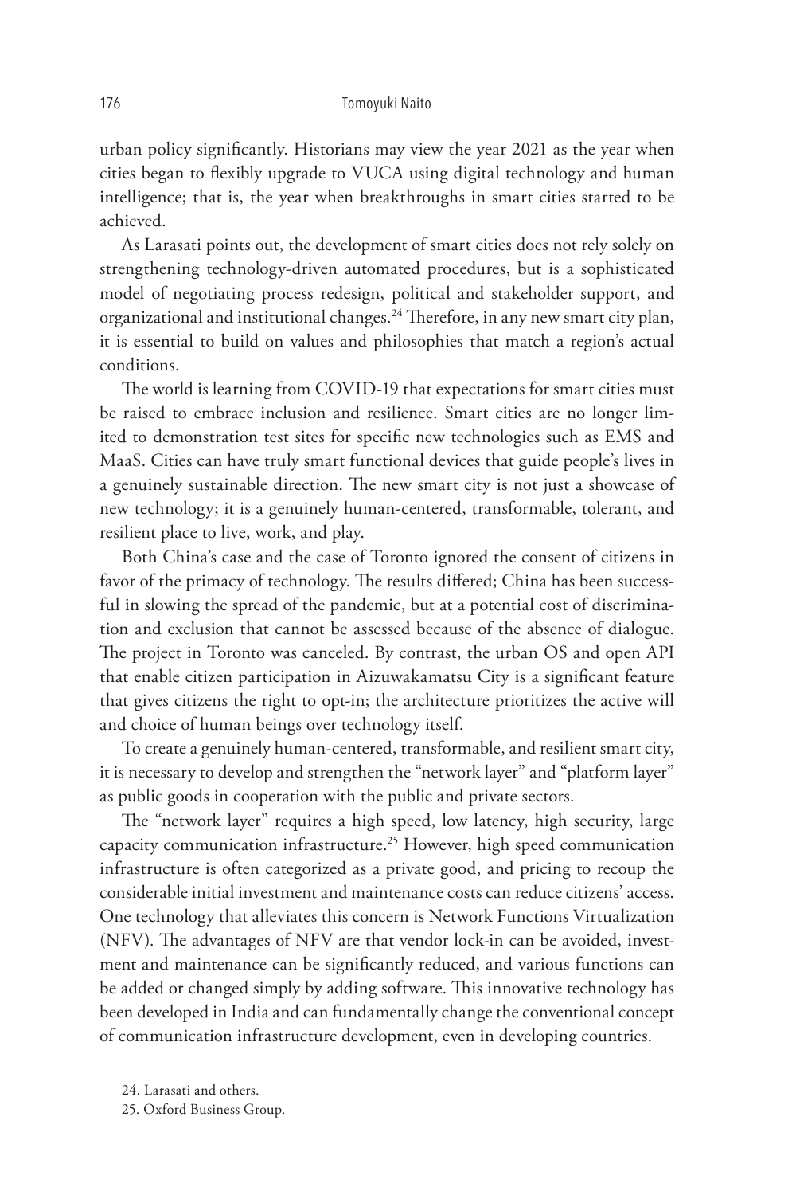urban policy significantly. Historians may view the year 2021 as the year when cities began to flexibly upgrade to VUCA using digital technology and human intelligence; that is, the year when breakthroughs in smart cities started to be achieved.

As Larasati points out, the development of smart cities does not rely solely on strengthening technology-driven automated procedures, but is a sophisticated model of negotiating process redesign, political and stakeholder support, and organizational and institutional changes.[24] Therefore, in any new smart city plan, it is essential to build on values and philosophies that match a region's actual conditions.

The world is learning from COVID-19 that expectations for smart cities must be raised to embrace inclusion and resilience. Smart cities are no longer limited to demonstration test sites for specific new technologies such as EMS and MaaS. Cities can have truly smart functional devices that guide people's lives in a genuinely sustainable direction. The new smart city is not just a showcase of new technology; it is a genuinely human-centered, transformable, tolerant, and resilient place to live, work, and play.

Both China's case and the case of Toronto ignored the consent of citizens in favor of the primacy of technology. The results differed; China has been successful in slowing the spread of the pandemic, but at a potential cost of discrimination and exclusion that cannot be assessed because of the absence of dialogue. The project in Toronto was canceled. By contrast, the urban OS and open API that enable citizen participation in Aizuwakamatsu City is a significant feature that gives citizens the right to opt-in; the architecture prioritizes the active will and choice of human beings over technology itself.

To create a genuinely human-centered, transformable, and resilient smart city, it is necessary to develop and strengthen the "network layer" and "platform layer" as public goods in cooperation with the public and private sectors.

The "network layer" requires a high speed, low latency, high security, large capacity communication infrastructure.[25] However, high speed communication infrastructure is often categorized as a private good, and pricing to recoup the considerable initial investment and maintenance costs can reduce citizens' access. One technology that alleviates this concern is Network Functions Virtualization (NFV). The advantages of NFV are that vendor lock-in can be avoided, investment and maintenance can be significantly reduced, and various functions can be added or changed simply by adding software. This innovative technology has been developed in India and can fundamentally change the conventional concept of communication infrastructure development, even in developing countries.

24. Larasati and others.

25. Oxford Business Group.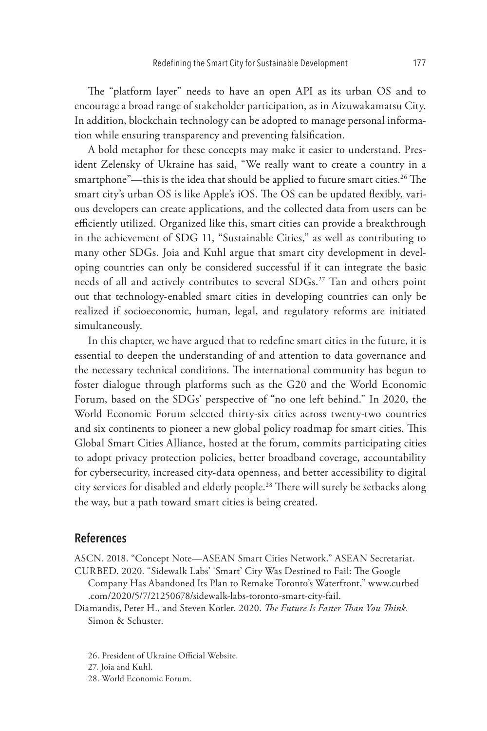The "platform layer" needs to have an open API as its urban OS and to encourage a broad range of stakeholder participation, as in Aizuwakamatsu City. In addition, blockchain technology can be adopted to manage personal information while ensuring transparency and preventing falsification.

A bold metaphor for these concepts may make it easier to understand. President Zelensky of Ukraine has said, "We really want to create a country in a smartphone"—this is the idea that should be applied to future smart cities.[26] The smart city's urban OS is like Apple's iOS. The OS can be updated flexibly, various developers can create applications, and the collected data from users can be efficiently utilized. Organized like this, smart cities can provide a breakthrough in the achievement of SDG 11, "Sustainable Cities," as well as contributing to many other SDGs. Joia and Kuhl argue that smart city development in developing countries can only be considered successful if it can integrate the basic needs of all and actively contributes to several SDGs.[27] Tan and others point out that technology-enabled smart cities in developing countries can only be realized if socioeconomic, human, legal, and regulatory reforms are initiated simultaneously.

In this chapter, we have argued that to redefine smart cities in the future, it is essential to deepen the understanding of and attention to data governance and the necessary technical conditions. The international community has begun to foster dialogue through platforms such as the G20 and the World Economic Forum, based on the SDGs' perspective of "no one left behind." In 2020, the World Economic Forum selected thirty-six cities across twenty-two countries and six continents to pioneer a new global policy roadmap for smart cities. This Global Smart Cities Alliance, hosted at the forum, commits participating cities to adopt privacy protection policies, better broadband coverage, accountability for cybersecurity, increased city-data openness, and better accessibility to digital city services for disabled and elderly people.[28] There will surely be setbacks along the way, but a path toward smart cities is being created.

## References

ASCN. 2018. "Concept Note—ASEAN Smart Cities Network." ASEAN Secretariat.

CURBED. 2020. "Sidewalk Labs' 'Smart' City Was Destined to Fail: The Google Company Has Abandoned Its Plan to Remake Toronto's Waterfront," www.curbed.com/2020/5/7/21250678/sidewalk-labs-toronto-smart-city-fail.

Diamandis, Peter H., and Steven Kotler. 2020. *The Future Is Faster Than You Think.* Simon & Schuster.

26. President of Ukraine Official Website.

27. Joia and Kuhl.

28. World Economic Forum.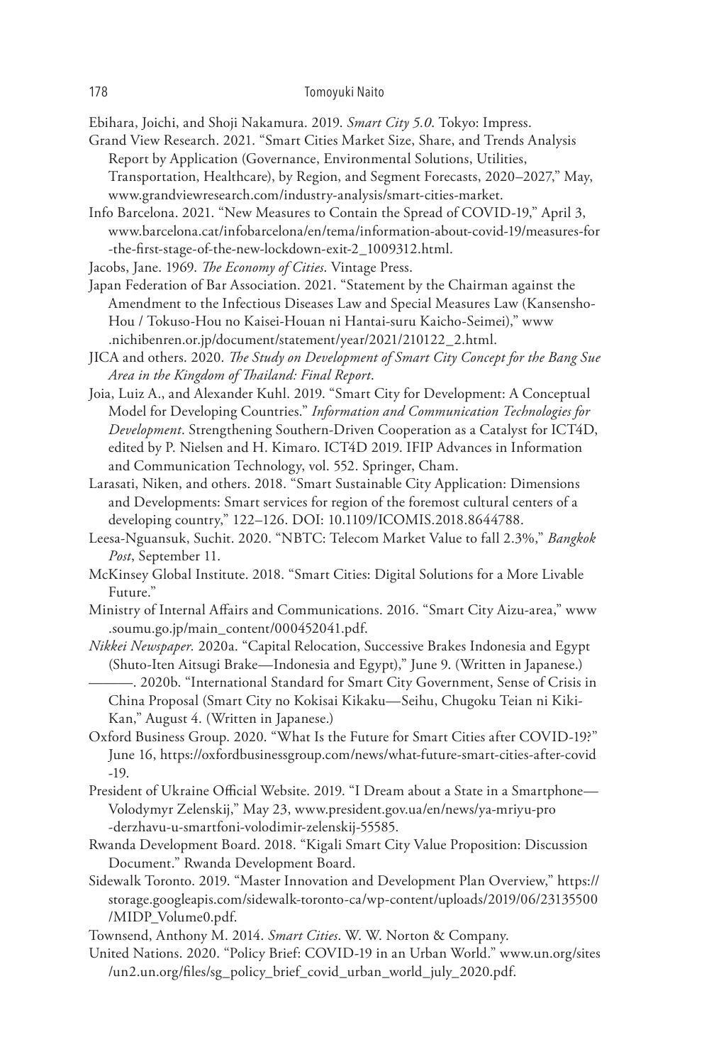Ebihara, Joichi, and Shoji Nakamura. 2019. *Smart City 5.0*. Tokyo: Impress.

Grand View Research. 2021. "Smart Cities Market Size, Share, and Trends Analysis Report by Application (Governance, Environmental Solutions, Utilities, Transportation, Healthcare), by Region, and Segment Forecasts, 2020–2027," May, www.grandviewresearch.com/industry-analysis/smart-cities-market.

Info Barcelona. 2021. "New Measures to Contain the Spread of COVID-19," April 3, www.barcelona.cat/infobarcelona/en/tema/information-about-covid-19/measures-for-the-first-stage-of-the-new-lockdown-exit-2_1009312.html.

Jacobs, Jane. 1969. *The Economy of Cities*. Vintage Press.

Japan Federation of Bar Association. 2021. "Statement by the Chairman against the Amendment to the Infectious Diseases Law and Special Measures Law (Kansensho-Hou / Tokuso-Hou no Kaisei-Houan ni Hantai-suru Kaicho-Seimei)," www.nichibenren.or.jp/document/statement/year/2021/210122_2.html.

JICA and others. 2020. *The Study on Development of Smart City Concept for the Bang Sue Area in the Kingdom of Thailand: Final Report*.

Joia, Luiz A., and Alexander Kuhl. 2019. "Smart City for Development: A Conceptual Model for Developing Countries." *Information and Communication Technologies for Development*. Strengthening Southern-Driven Cooperation as a Catalyst for ICT4D, edited by P. Nielsen and H. Kimaro. ICT4D 2019. IFIP Advances in Information and Communication Technology, vol. 552. Springer, Cham.

Larasati, Niken, and others. 2018. "Smart Sustainable City Application: Dimensions and Developments: Smart services for region of the foremost cultural centers of a developing country," 122–126. DOI: 10.1109/ICOMIS.2018.8644788.

Leesa-Nguansuk, Suchit. 2020. "NBTC: Telecom Market Value to fall 2.3%," *Bangkok Post*, September 11.

McKinsey Global Institute. 2018. "Smart Cities: Digital Solutions for a More Livable Future."

Ministry of Internal Affairs and Communications. 2016. "Smart City Aizu-area," www.soumu.go.jp/main_content/000452041.pdf.

*Nikkei Newspaper.* 2020a. "Capital Relocation, Successive Brakes Indonesia and Egypt (Shuto-Iten Aitsugi Brake—Indonesia and Egypt)," June 9. (Written in Japanese.)

———. 2020b. "International Standard for Smart City Government, Sense of Crisis in China Proposal (Smart City no Kokisai Kikaku—Seihu, Chugoku Teian ni Kiki-Kan," August 4. (Written in Japanese.)

Oxford Business Group. 2020. "What Is the Future for Smart Cities after COVID-19?" June 16, https://oxfordbusinessgroup.com/news/what-future-smart-cities-after-covid-19.

President of Ukraine Official Website. 2019. "I Dream about a State in a Smartphone—Volodymyr Zelenskij," May 23, www.president.gov.ua/en/news/ya-mriyu-pro-derzhavu-u-smartfoni-volodimir-zelenskij-55585.

Rwanda Development Board. 2018. "Kigali Smart City Value Proposition: Discussion Document." Rwanda Development Board.

Sidewalk Toronto. 2019. "Master Innovation and Development Plan Overview," https://storage.googleapis.com/sidewalk-toronto-ca/wp-content/uploads/2019/06/23135500/MIDP_Volume0.pdf.

Townsend, Anthony M. 2014. *Smart Cities*. W. W. Norton & Company.

United Nations. 2020. "Policy Brief: COVID-19 in an Urban World." www.un.org/sites/un2.un.org/files/sg_policy_brief_covid_urban_world_july_2020.pdf.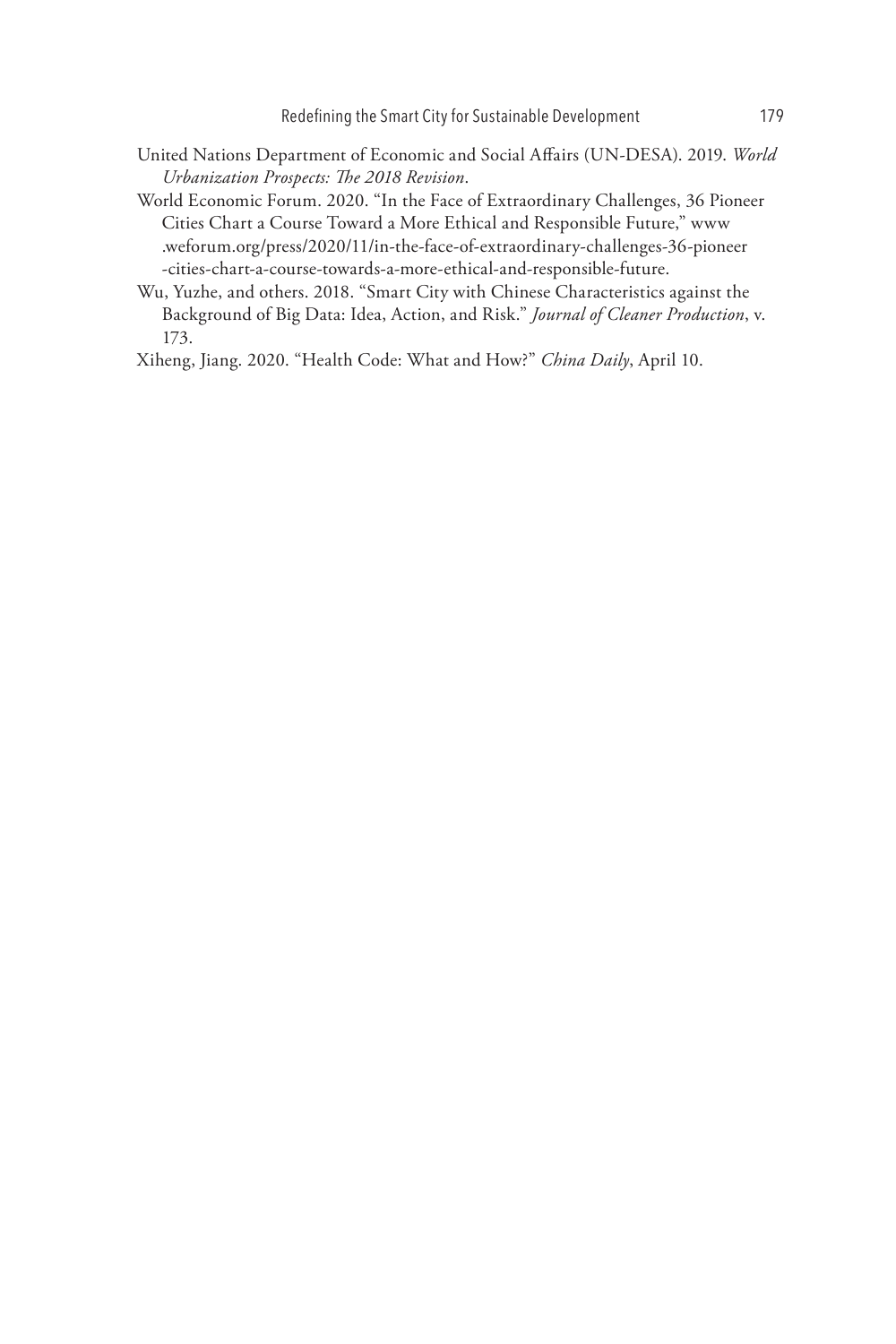United Nations Department of Economic and Social Affairs (UN-DESA). 2019. *World Urbanization Prospects: The 2018 Revision*.

World Economic Forum. 2020. "In the Face of Extraordinary Challenges, 36 Pioneer Cities Chart a Course Toward a More Ethical and Responsible Future," www.weforum.org/press/2020/11/in-the-face-of-extraordinary-challenges-36-pioneer-cities-chart-a-course-towards-a-more-ethical-and-responsible-future.

Wu, Yuzhe, and others. 2018. "Smart City with Chinese Characteristics against the Background of Big Data: Idea, Action, and Risk." *Journal of Cleaner Production*, v. 173.

Xiheng, Jiang. 2020. "Health Code: What and How?" *China Daily*, April 10.